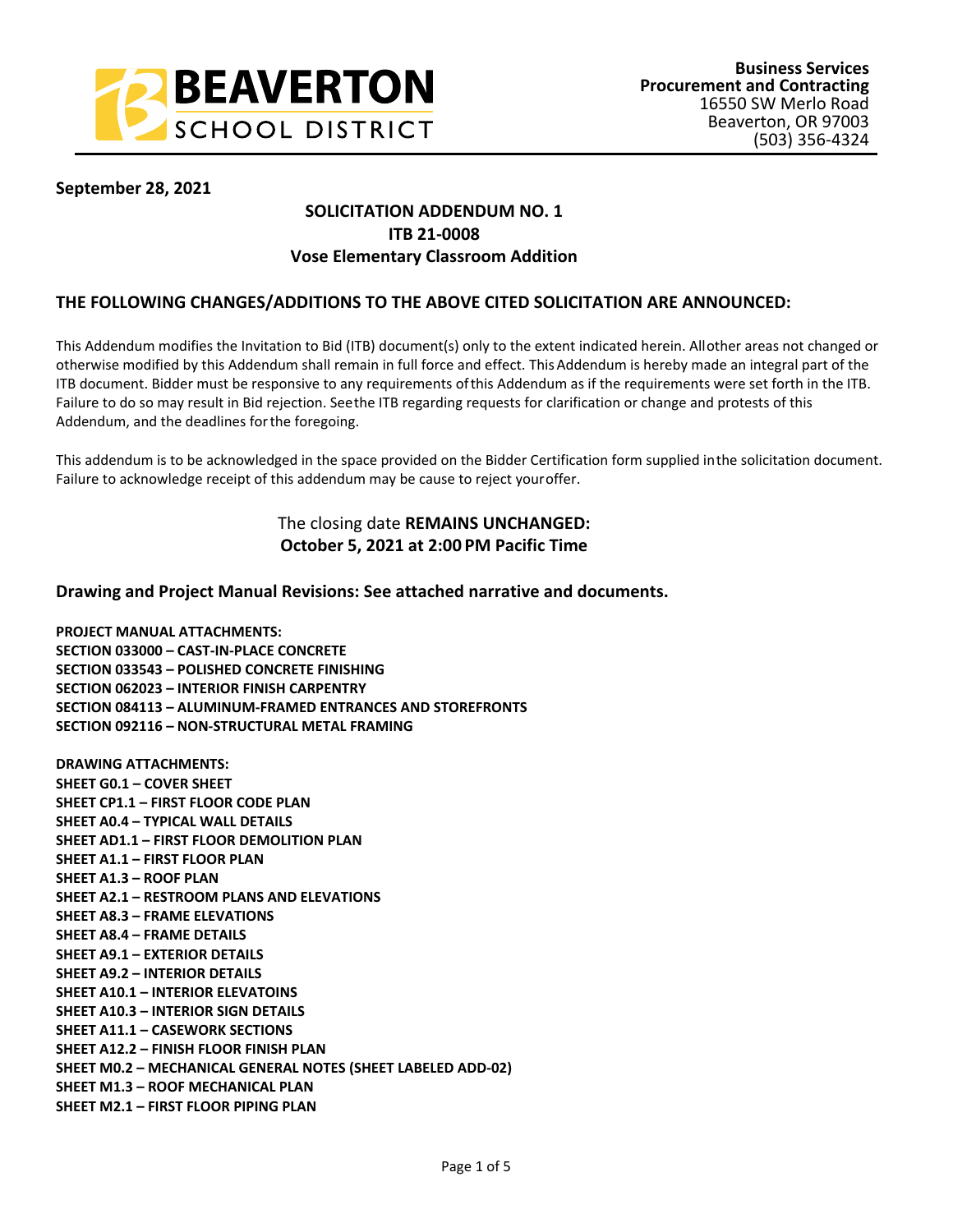**Business Services**
**Procurement and Contracting**
16550 SW Merlo Road
Beaverton, OR 97003
(503) 356-4324

**September 28, 2021**

## SOLICITATION ADDENDUM NO. 1
## ITB 21-0008
## Vose Elementary Classroom Addition

### THE FOLLOWING CHANGES/ADDITIONS TO THE ABOVE CITED SOLICITATION ARE ANNOUNCED:

This Addendum modifies the Invitation to Bid (ITB) document(s) only to the extent indicated herein. All other areas not changed or otherwise modified by this Addendum shall remain in full force and effect. This Addendum is hereby made an integral part of the ITB document. Bidder must be responsive to any requirements of this Addendum as if the requirements were set forth in the ITB. Failure to do so may result in Bid rejection. See the ITB regarding requests for clarification or change and protests of this Addendum, and the deadlines for the foregoing.

This addendum is to be acknowledged in the space provided on the Bidder Certification form supplied in the solicitation document. Failure to acknowledge receipt of this addendum may be cause to reject your offer.

The closing date **REMAINS UNCHANGED:**
**October 5, 2021 at 2:00 PM Pacific Time**

### Drawing and Project Manual Revisions: See attached narrative and documents.

**PROJECT MANUAL ATTACHMENTS:**
**SECTION 033000 – CAST-IN-PLACE CONCRETE**
**SECTION 033543 – POLISHED CONCRETE FINISHING**
**SECTION 062023 – INTERIOR FINISH CARPENTRY**
**SECTION 084113 – ALUMINUM-FRAMED ENTRANCES AND STOREFRONTS**
**SECTION 092116 – NON-STRUCTURAL METAL FRAMING**

**DRAWING ATTACHMENTS:**
**SHEET G0.1 – COVER SHEET**
**SHEET CP1.1 – FIRST FLOOR CODE PLAN**
**SHEET A0.4 – TYPICAL WALL DETAILS**
**SHEET AD1.1 – FIRST FLOOR DEMOLITION PLAN**
**SHEET A1.1 – FIRST FLOOR PLAN**
**SHEET A1.3 – ROOF PLAN**
**SHEET A2.1 – RESTROOM PLANS AND ELEVATIONS**
**SHEET A8.3 – FRAME ELEVATIONS**
**SHEET A8.4 – FRAME DETAILS**
**SHEET A9.1 – EXTERIOR DETAILS**
**SHEET A9.2 – INTERIOR DETAILS**
**SHEET A10.1 – INTERIOR ELEVATOINS**
**SHEET A10.3 – INTERIOR SIGN DETAILS**
**SHEET A11.1 – CASEWORK SECTIONS**
**SHEET A12.2 – FINISH FLOOR FINISH PLAN**
**SHEET M0.2 – MECHANICAL GENERAL NOTES (SHEET LABELED ADD-02)**
**SHEET M1.3 – ROOF MECHANICAL PLAN**
**SHEET M2.1 – FIRST FLOOR PIPING PLAN**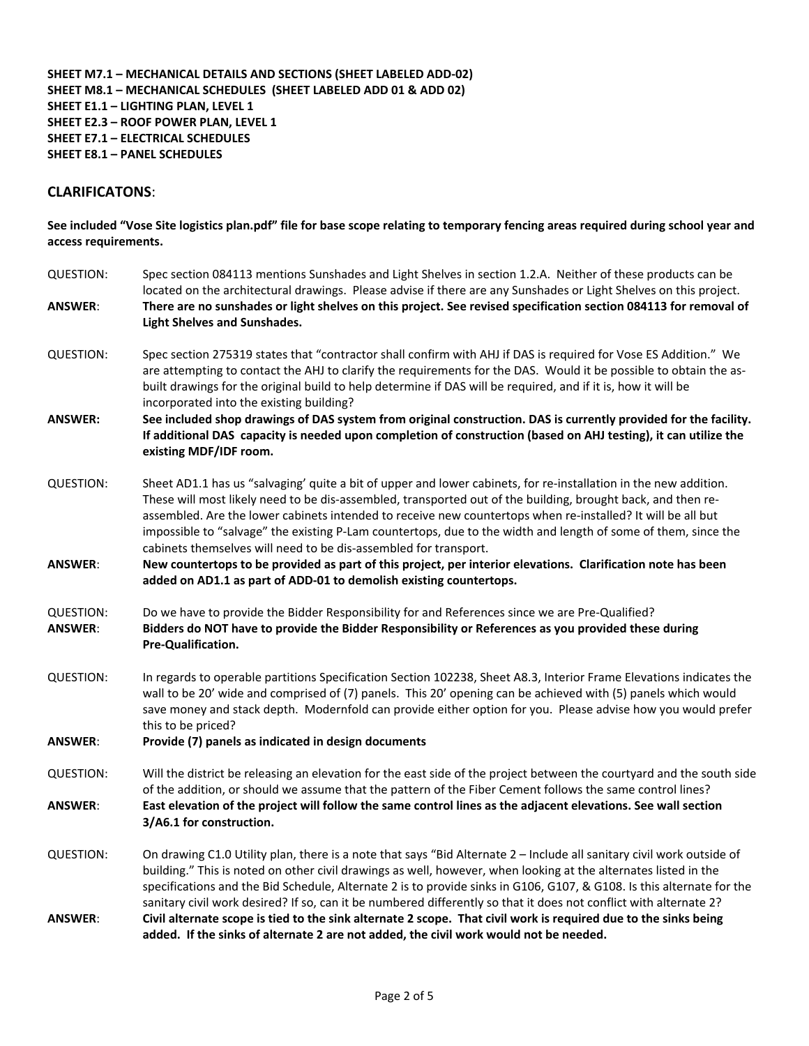**SHEET M7.1 – MECHANICAL DETAILS AND SECTIONS (SHEET LABELED ADD-02)**
**SHEET M8.1 – MECHANICAL SCHEDULES (SHEET LABELED ADD 01 & ADD 02)**
**SHEET E1.1 – LIGHTING PLAN, LEVEL 1**
**SHEET E2.3 – ROOF POWER PLAN, LEVEL 1**
**SHEET E7.1 – ELECTRICAL SCHEDULES**
**SHEET E8.1 – PANEL SCHEDULES**

## CLARIFICATONS:

**See included "Vose Site logistics plan.pdf" file for base scope relating to temporary fencing areas required during school year and access requirements.**

QUESTION: Spec section 084113 mentions Sunshades and Light Shelves in section 1.2.A. Neither of these products can be located on the architectural drawings. Please advise if there are any Sunshades or Light Shelves on this project.

**ANSWER: There are no sunshades or light shelves on this project. See revised specification section 084113 for removal of Light Shelves and Sunshades.**

QUESTION: Spec section 275319 states that "contractor shall confirm with AHJ if DAS is required for Vose ES Addition." We are attempting to contact the AHJ to clarify the requirements for the DAS. Would it be possible to obtain the as-built drawings for the original build to help determine if DAS will be required, and if it is, how it will be incorporated into the existing building?

**ANSWER: See included shop drawings of DAS system from original construction. DAS is currently provided for the facility. If additional DAS capacity is needed upon completion of construction (based on AHJ testing), it can utilize the existing MDF/IDF room.**

QUESTION: Sheet AD1.1 has us "salvaging' quite a bit of upper and lower cabinets, for re-installation in the new addition. These will most likely need to be dis-assembled, transported out of the building, brought back, and then re-assembled. Are the lower cabinets intended to receive new countertops when re-installed? It will be all but impossible to "salvage" the existing P-Lam countertops, due to the width and length of some of them, since the cabinets themselves will need to be dis-assembled for transport.

**ANSWER: New countertops to be provided as part of this project, per interior elevations. Clarification note has been added on AD1.1 as part of ADD-01 to demolish existing countertops.**

QUESTION: Do we have to provide the Bidder Responsibility for and References since we are Pre-Qualified?

**ANSWER: Bidders do NOT have to provide the Bidder Responsibility or References as you provided these during Pre-Qualification.**

QUESTION: In regards to operable partitions Specification Section 102238, Sheet A8.3, Interior Frame Elevations indicates the wall to be 20' wide and comprised of (7) panels. This 20' opening can be achieved with (5) panels which would save money and stack depth. Modernfold can provide either option for you. Please advise how you would prefer this to be priced?

**ANSWER: Provide (7) panels as indicated in design documents**

QUESTION: Will the district be releasing an elevation for the east side of the project between the courtyard and the south side of the addition, or should we assume that the pattern of the Fiber Cement follows the same control lines?

**ANSWER: East elevation of the project will follow the same control lines as the adjacent elevations. See wall section 3/A6.1 for construction.**

QUESTION: On drawing C1.0 Utility plan, there is a note that says "Bid Alternate 2 – Include all sanitary civil work outside of building." This is noted on other civil drawings as well, however, when looking at the alternates listed in the specifications and the Bid Schedule, Alternate 2 is to provide sinks in G106, G107, & G108. Is this alternate for the sanitary civil work desired? If so, can it be numbered differently so that it does not conflict with alternate 2?

**ANSWER: Civil alternate scope is tied to the sink alternate 2 scope. That civil work is required due to the sinks being added. If the sinks of alternate 2 are not added, the civil work would not be needed.**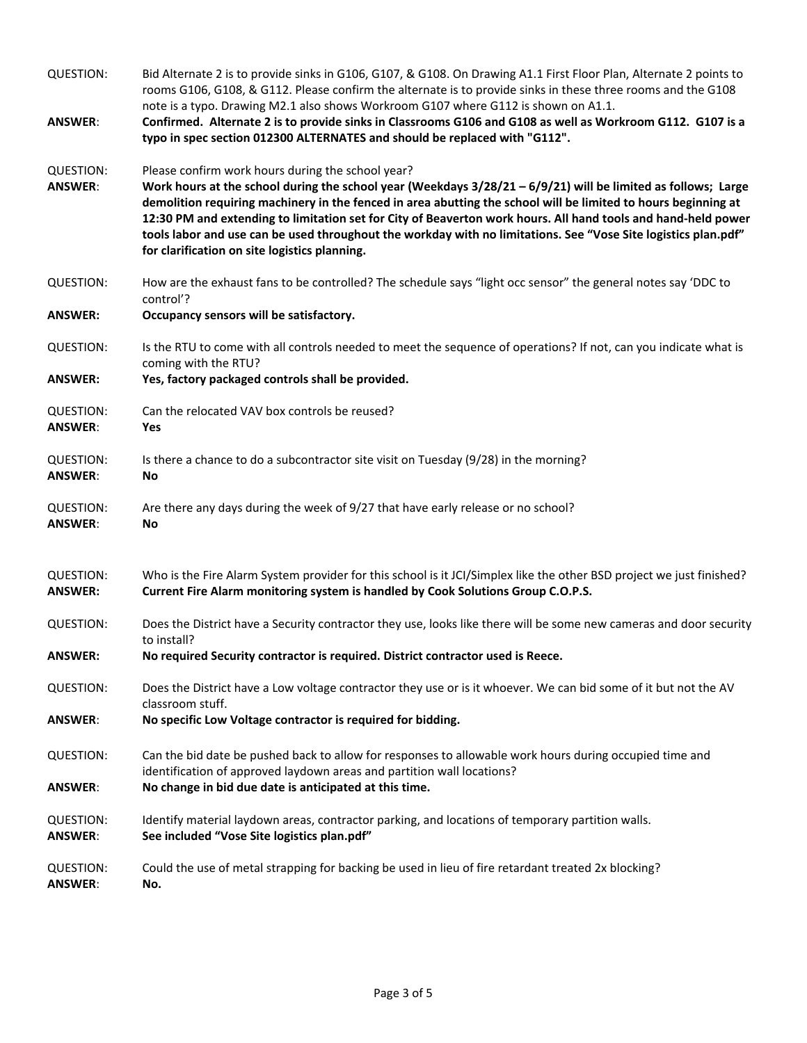QUESTION: Bid Alternate 2 is to provide sinks in G106, G107, & G108. On Drawing A1.1 First Floor Plan, Alternate 2 points to rooms G106, G108, & G112. Please confirm the alternate is to provide sinks in these three rooms and the G108 note is a typo. Drawing M2.1 also shows Workroom G107 where G112 is shown on A1.1.

**ANSWER**: **Confirmed. Alternate 2 is to provide sinks in Classrooms G106 and G108 as well as Workroom G112. G107 is a typo in spec section 012300 ALTERNATES and should be replaced with "G112".**

QUESTION: Please confirm work hours during the school year?

**ANSWER**: **Work hours at the school during the school year (Weekdays 3/28/21 – 6/9/21) will be limited as follows; Large demolition requiring machinery in the fenced in area abutting the school will be limited to hours beginning at 12:30 PM and extending to limitation set for City of Beaverton work hours. All hand tools and hand-held power tools labor and use can be used throughout the workday with no limitations. See "Vose Site logistics plan.pdf" for clarification on site logistics planning.**

QUESTION: How are the exhaust fans to be controlled? The schedule says "light occ sensor" the general notes say 'DDC to control'?

**ANSWER:** **Occupancy sensors will be satisfactory.**

QUESTION: Is the RTU to come with all controls needed to meet the sequence of operations? If not, can you indicate what is coming with the RTU?

**ANSWER:** **Yes, factory packaged controls shall be provided.**

QUESTION: Can the relocated VAV box controls be reused?

**ANSWER**: **Yes**

QUESTION: Is there a chance to do a subcontractor site visit on Tuesday (9/28) in the morning?

**ANSWER**: **No**

QUESTION: Are there any days during the week of 9/27 that have early release or no school?

**ANSWER**: **No**

QUESTION: Who is the Fire Alarm System provider for this school is it JCI/Simplex like the other BSD project we just finished?

**ANSWER:** **Current Fire Alarm monitoring system is handled by Cook Solutions Group C.O.P.S.**

QUESTION: Does the District have a Security contractor they use, looks like there will be some new cameras and door security to install?

**ANSWER:** **No required Security contractor is required. District contractor used is Reece.**

QUESTION: Does the District have a Low voltage contractor they use or is it whoever. We can bid some of it but not the AV classroom stuff.

**ANSWER**: **No specific Low Voltage contractor is required for bidding.**

QUESTION: Can the bid date be pushed back to allow for responses to allowable work hours during occupied time and identification of approved laydown areas and partition wall locations?

**ANSWER**: **No change in bid due date is anticipated at this time.**

QUESTION: Identify material laydown areas, contractor parking, and locations of temporary partition walls.

**ANSWER**: **See included "Vose Site logistics plan.pdf"**

QUESTION: Could the use of metal strapping for backing be used in lieu of fire retardant treated 2x blocking?

**ANSWER**: **No.**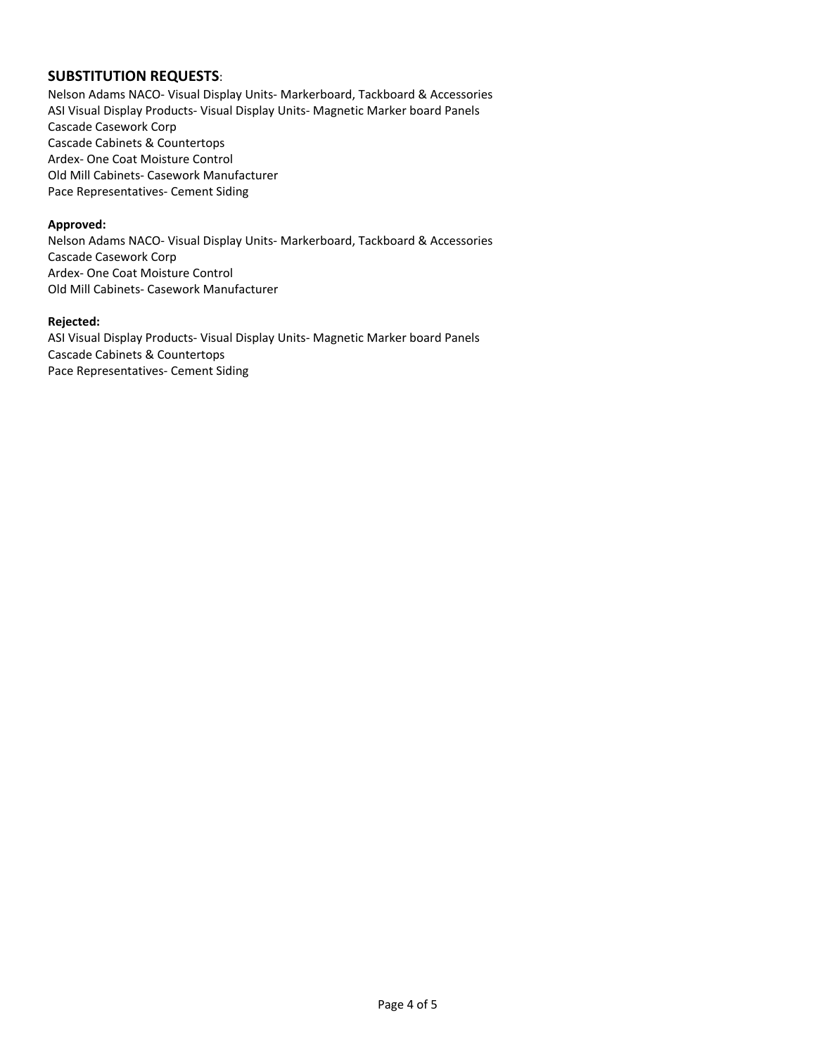## SUBSTITUTION REQUESTS:

Nelson Adams NACO- Visual Display Units- Markerboard, Tackboard & Accessories
ASI Visual Display Products- Visual Display Units- Magnetic Marker board Panels
Cascade Casework Corp
Cascade Cabinets & Countertops
Ardex- One Coat Moisture Control
Old Mill Cabinets- Casework Manufacturer
Pace Representatives- Cement Siding

**Approved:**

Nelson Adams NACO- Visual Display Units- Markerboard, Tackboard & Accessories
Cascade Casework Corp
Ardex- One Coat Moisture Control
Old Mill Cabinets- Casework Manufacturer

**Rejected:**

ASI Visual Display Products- Visual Display Units- Magnetic Marker board Panels
Cascade Cabinets & Countertops
Pace Representatives- Cement Siding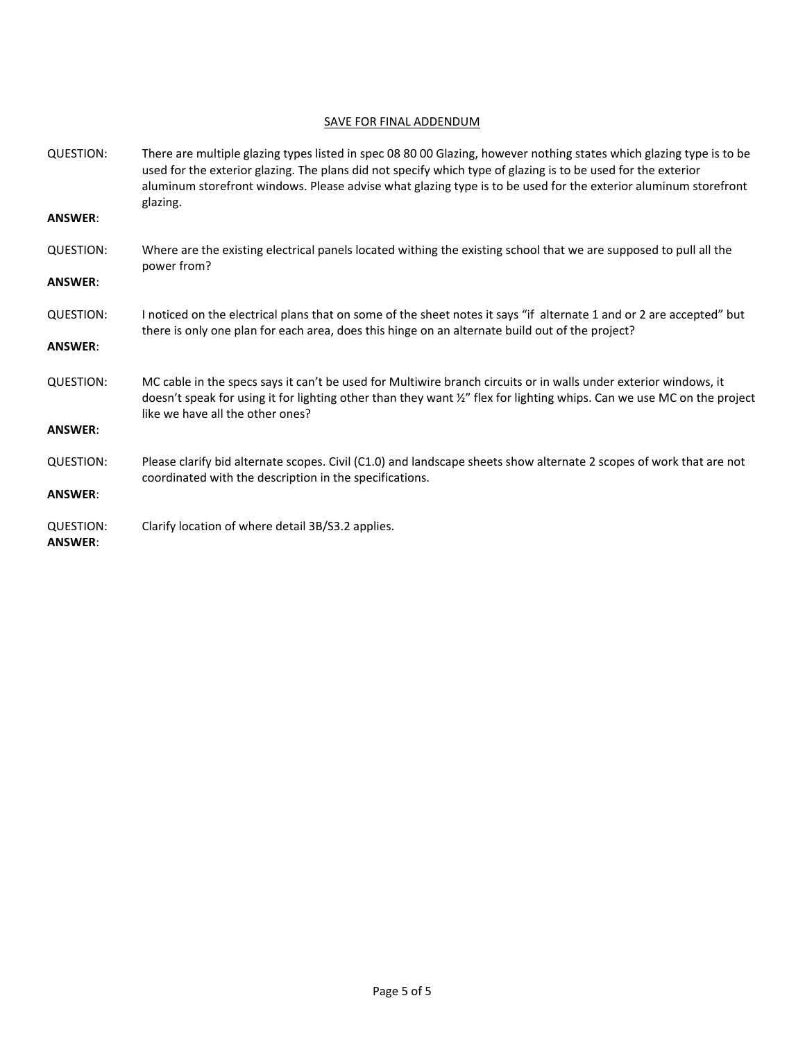SAVE FOR FINAL ADDENDUM

QUESTION: There are multiple glazing types listed in spec 08 80 00 Glazing, however nothing states which glazing type is to be used for the exterior glazing. The plans did not specify which type of glazing is to be used for the exterior aluminum storefront windows. Please advise what glazing type is to be used for the exterior aluminum storefront glazing.

**ANSWER**:

QUESTION: Where are the existing electrical panels located withing the existing school that we are supposed to pull all the power from?

**ANSWER**:

QUESTION: I noticed on the electrical plans that on some of the sheet notes it says "if alternate 1 and or 2 are accepted" but there is only one plan for each area, does this hinge on an alternate build out of the project?

**ANSWER**:

QUESTION: MC cable in the specs says it can't be used for Multiwire branch circuits or in walls under exterior windows, it doesn't speak for using it for lighting other than they want ½" flex for lighting whips. Can we use MC on the project like we have all the other ones?

**ANSWER**:

QUESTION: Please clarify bid alternate scopes. Civil (C1.0) and landscape sheets show alternate 2 scopes of work that are not coordinated with the description in the specifications.

**ANSWER**:

QUESTION: Clarify location of where detail 3B/S3.2 applies.

**ANSWER**: